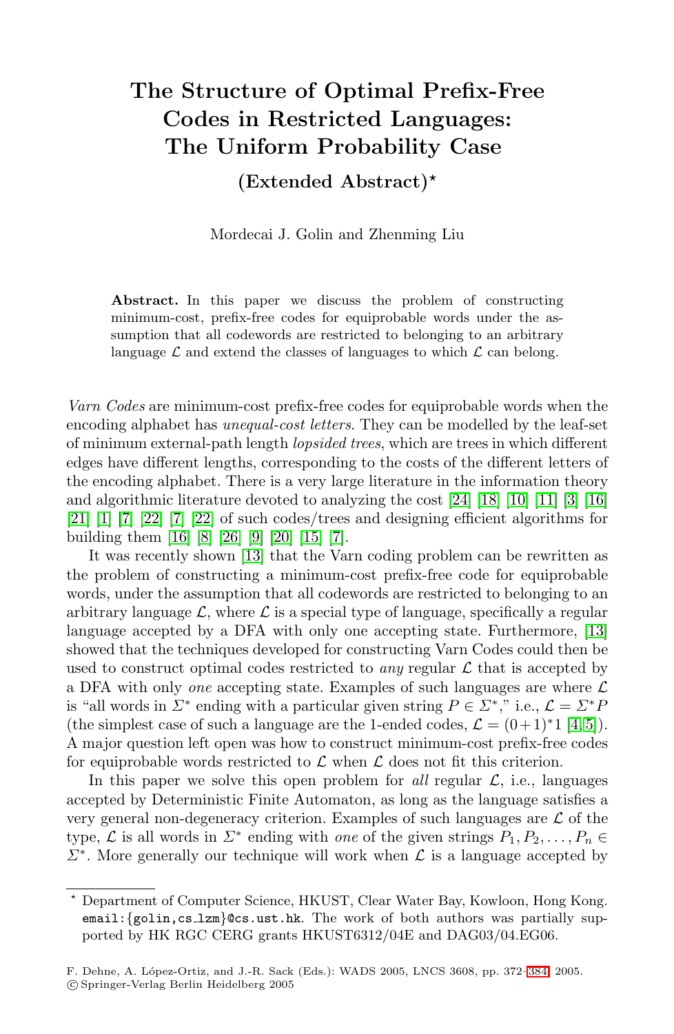# The Structure of Optimal Prefix-Free Codes in Restricted Languages: The Uniform Probability Case

## (Extended Abstract)*

Mordecai J. Golin and Zenming Liu

**Abstract.** In this paper we discuss the problem of constructing minimum-cost, prefix-free codes for equiprobable words under the assumption that all codewords are restricted to belonging to an arbitrary language $\mathcal{L}$ and extend the classes of languages to which $\mathcal{L}$ can belong.

*Varn Codes* are minimum-cost prefix-free codes for equiprobable words when the encoding alphabet has *unequal-cost letters*. They can be modelled by the leaf-set of minimum external-path length *lopsided trees*, which are trees in which different edges have different lengths, corresponding to the costs of the different letters of the encoding alphabet. There is a very large literature in the information theory and algorithmic literature devoted to analyzing the cost [24] [18] [10] [11] [3] [16] [21] [1] [7] [22] [7] [22] of such codes/trees and designing efficient algorithms for building them [16] [8] [26] [9] [20] [15] [7].

It was recently shown [13] that the Varn coding problem can be rewritten as the problem of constructing a minimum-cost prefix-free code for equiprobable words, under the assumption that all codewords are restricted to belonging to an arbitrary language $\mathcal{L}$, where $\mathcal{L}$ is a special type of language, specifically a regular language accepted by a DFA with only one accepting state. Furthermore, [13] showed that the techniques developed for constructing Varn Codes could then be used to construct optimal codes restricted to *any* regular $\mathcal{L}$ that is accepted by a DFA with only *one* accepting state. Examples of such languages are where $\mathcal{L}$ is "all words in $\Sigma^*$ ending with a particular given string $P \in \Sigma^*$," i.e., $\mathcal{L} = \Sigma^* P$ (the simplest case of such a language are the 1-ended codes, $\mathcal{L} = (0+1)^*1$ [4,5]). A major question left open was how to construct minimum-cost prefix-free codes for equiprobable words restricted to $\mathcal{L}$ when $\mathcal{L}$ does not fit this criterion.

In this paper we solve this open problem for *all* regular $\mathcal{L}$, i.e., languages accepted by Deterministic Finite Automaton, as long as the language satisfies a very general non-degeneracy criterion. Examples of such languages are $\mathcal{L}$ of the type, $\mathcal{L}$ is all words in $\Sigma^*$ ending with *one* of the given strings $P_1, P_2, \ldots, P_n \in \Sigma^*$. More generally our technique will work when $\mathcal{L}$ is a language accepted by

---

* Department of Computer Science, HKUST, Clear Water Bay, Kowloon, Hong Kong. email:{golin,cs_lzm}@cs.ust.hk. The work of both authors was partially supported by HK RGC CERG grants HKUST6312/04E and DAG03/04.EG06.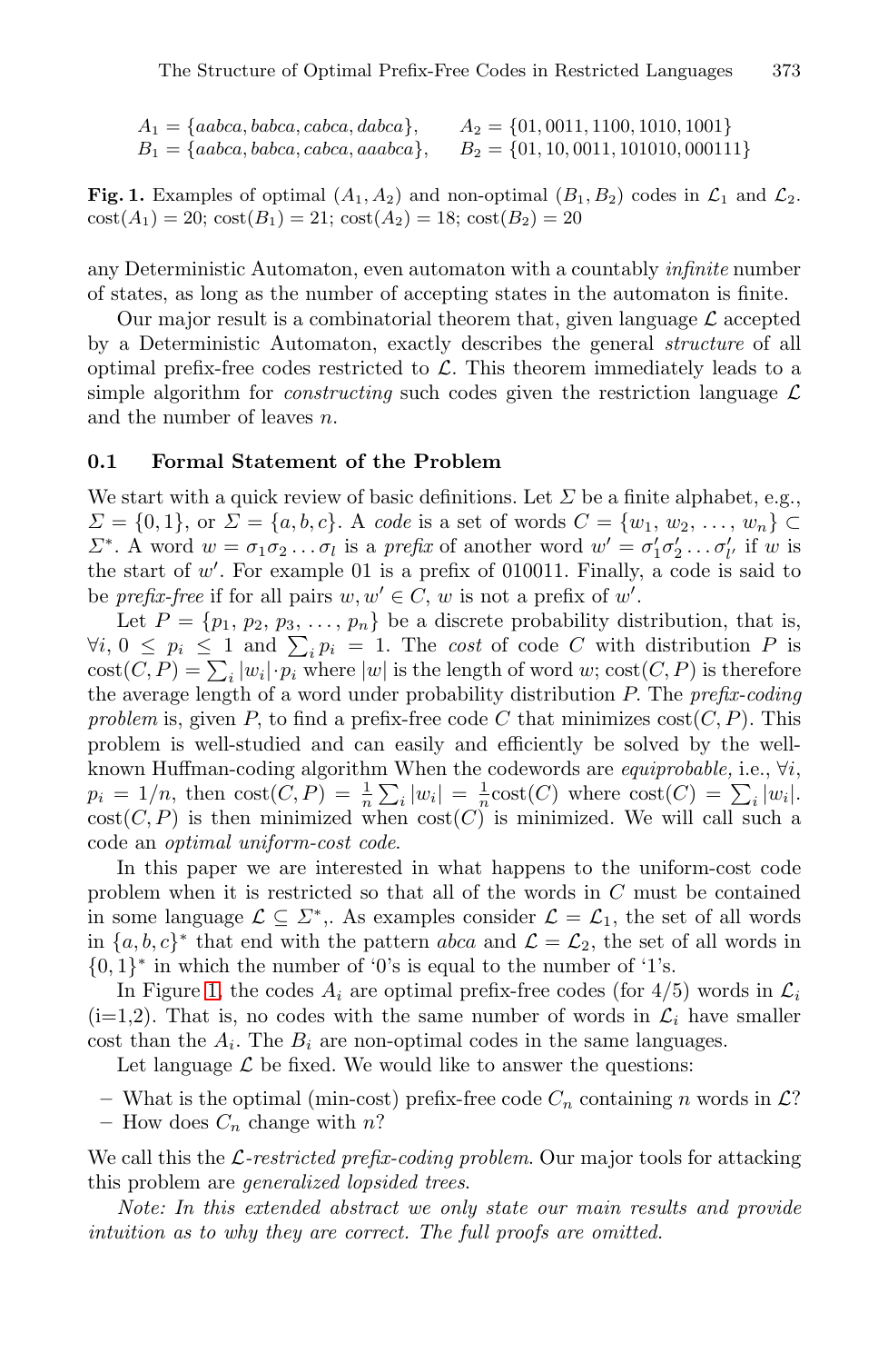$$A_1 = \{aabca, babca, cabca, dabca\}, \qquad A_2 = \{01, 0011, 1100, 1010, 1001\}$$
$$B_1 = \{aabca, babca, cabca, aaabca\}, \qquad B_2 = \{01, 10, 0011, 101010, 000111\}$$

**Fig. 1.** Examples of optimal $(A_1, A_2)$ and non-optimal $(B_1, B_2)$ codes in $\mathcal{L}_1$ and $\mathcal{L}_2$. $\mathrm{cost}(A_1) = 20$; $\mathrm{cost}(B_1) = 21$; $\mathrm{cost}(A_2) = 18$; $\mathrm{cost}(B_2) = 20$

any Deterministic Automaton, even automaton with a countably *infinite* number of states, as long as the number of accepting states in the automaton is finite.

Our major result is a combinatorial theorem that, given language $\mathcal{L}$ accepted by a Deterministic Automaton, exactly describes the general *structure* of all optimal prefix-free codes restricted to $\mathcal{L}$. This theorem immediately leads to a simple algorithm for *constructing* such codes given the restriction language $\mathcal{L}$ and the number of leaves $n$.

### 0.1 Formal Statement of the Problem

We start with a quick review of basic definitions. Let $\Sigma$ be a finite alphabet, e.g., $\Sigma = \{0, 1\}$, or $\Sigma = \{a, b, c\}$. A *code* is a set of words $C = \{w_1, w_2, \ldots, w_n\} \subset \Sigma^*$. A word $w = \sigma_1\sigma_2\ldots\sigma_l$ is a *prefix* of another word $w' = \sigma'_1\sigma'_2\ldots\sigma'_{l'}$ if $w$ is the start of $w'$. For example 01 is a prefix of 010011. Finally, a code is said to be *prefix-free* if for all pairs $w, w' \in C$, $w$ is not a prefix of $w'$.

Let $P = \{p_1, p_2, p_3, \ldots, p_n\}$ be a discrete probability distribution, that is, $\forall i$, $0 \le p_i \le 1$ and $\sum_i p_i = 1$. The *cost* of code $C$ with distribution $P$ is $\mathrm{cost}(C, P) = \sum_i |w_i| \cdot p_i$ where $|w|$ is the length of word $w$; $\mathrm{cost}(C, P)$ is therefore the average length of a word under probability distribution $P$. The *prefix-coding problem* is, given $P$, to find a prefix-free code $C$ that minimizes $\mathrm{cost}(C, P)$. This problem is well-studied and can easily and efficiently be solved by the well-known Huffman-coding algorithm When the codewords are *equiprobable,* i.e., $\forall i$, $p_i = 1/n$, then $\mathrm{cost}(C, P) = \frac{1}{n}\sum_i |w_i| = \frac{1}{n}\mathrm{cost}(C)$ where $\mathrm{cost}(C) = \sum_i |w_i|$. $\mathrm{cost}(C, P)$ is then minimized when $\mathrm{cost}(C)$ is minimized. We will call such a code an *optimal uniform-cost code*.

In this paper we are interested in what happens to the uniform-cost code problem when it is restricted so that all of the words in $C$ must be contained in some language $\mathcal{L} \subseteq \Sigma^*$,. As examples consider $\mathcal{L} = \mathcal{L}_1$, the set of all words in $\{a, b, c\}^*$ that end with the pattern *abca* and $\mathcal{L} = \mathcal{L}_2$, the set of all words in $\{0, 1\}^*$ in which the number of '0's is equal to the number of '1's.

In Figure 1, the codes $A_i$ are optimal prefix-free codes (for 4/5) words in $\mathcal{L}_i$ (i=1,2). That is, no codes with the same number of words in $\mathcal{L}_i$ have smaller cost than the $A_i$. The $B_i$ are non-optimal codes in the same languages.

Let language $\mathcal{L}$ be fixed. We would like to answer the questions:

- What is the optimal (min-cost) prefix-free code $C_n$ containing $n$ words in $\mathcal{L}$?
- How does $C_n$ change with $n$?

We call this the *$\mathcal{L}$-restricted prefix-coding problem*. Our major tools for attacking this problem are *generalized lopsided trees*.

*Note: In this extended abstract we only state our main results and provide intuition as to why they are correct. The full proofs are omitted.*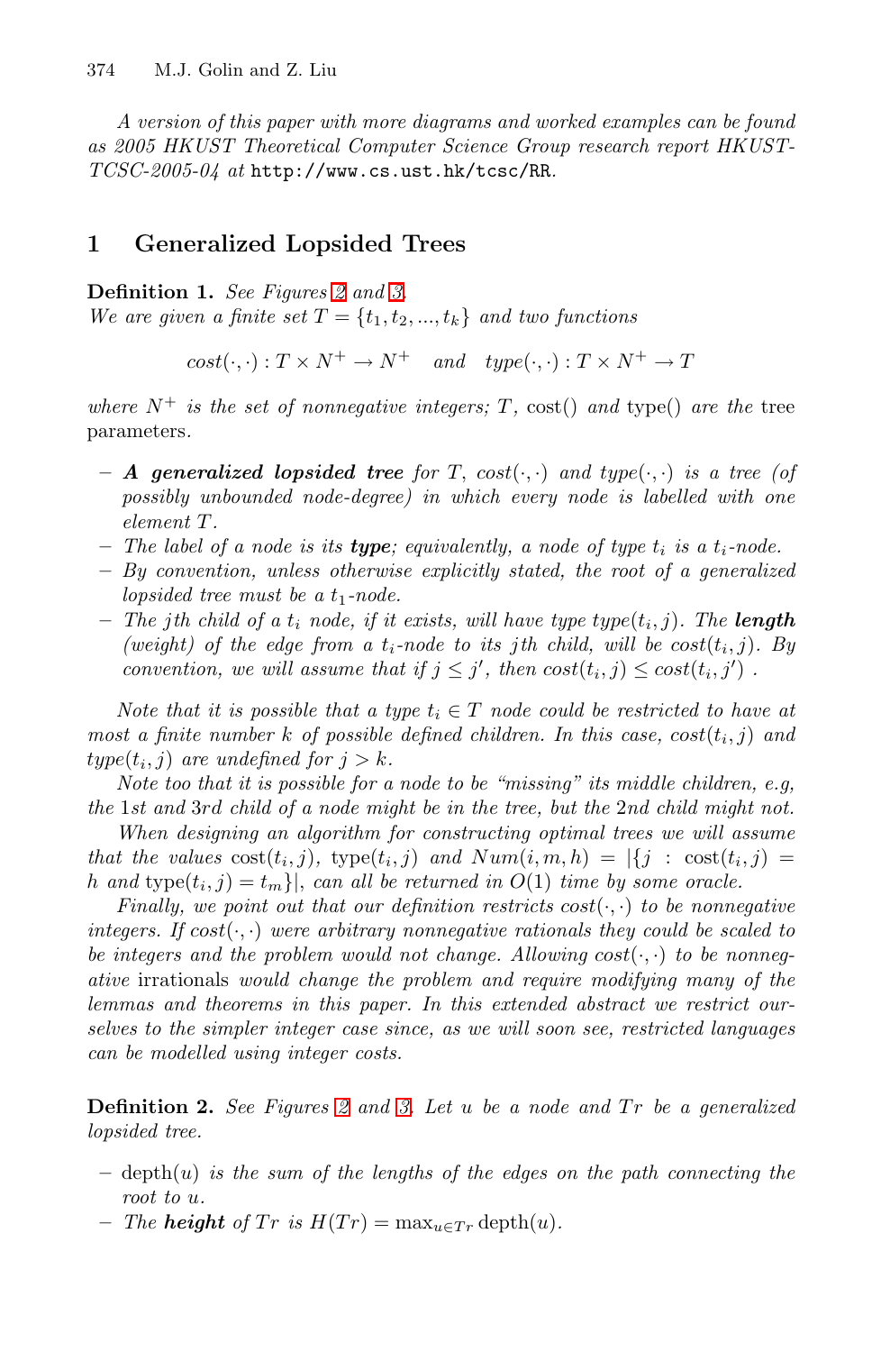*A version of this paper with more diagrams and worked examples can be found as 2005 HKUST Theoretical Computer Science Group research report HKUST-TCSC-2005-04 at* `http://www.cs.ust.hk/tcsc/RR`.

## 1 Generalized Lopsided Trees

**Definition 1.** *See Figures 2 and 3.*
*We are given a finite set $T = \{t_1, t_2, ..., t_k\}$ and two functions*

$$cost(\cdot,\cdot) : T \times N^+ \to N^+ \quad \text{and} \quad type(\cdot,\cdot) : T \times N^+ \to T$$

*where $N^+$ is the set of nonnegative integers; $T$, $\mathrm{cost}()$ and $\mathrm{type}()$ are the* tree parameters.

- ***A generalized lopsided tree*** *for $T$, $cost(\cdot,\cdot)$ and $type(\cdot,\cdot)$ is a tree (of possibly unbounded node-degree) in which every node is labelled with one element $T$.*
- *The label of a node is its **type**; equivalently, a node of type $t_i$ is a $t_i$-node.*
- *By convention, unless otherwise explicitly stated, the root of a generalized lopsided tree must be a $t_1$-node.*
- *The $j$th child of a $t_i$ node, if it exists, will have type $type(t_i, j)$. The **length** (weight) of the edge from a $t_i$-node to its $j$th child, will be $cost(t_i, j)$. By convention, we will assume that if $j \le j'$, then $cost(t_i, j) \le cost(t_i, j')$ .*

*Note that it is possible that a type $t_i \in T$ node could be restricted to have at most a finite number $k$ of possible defined children. In this case, $cost(t_i, j)$ and $type(t_i, j)$ are undefined for $j > k$.*

*Note too that it is possible for a node to be "missing" its middle children, e.g, the 1st and 3rd child of a node might be in the tree, but the 2nd child might not.*

*When designing an algorithm for constructing optimal trees we will assume that the values $\mathrm{cost}(t_i, j)$, $\mathrm{type}(t_i, j)$ and $Num(i, m, h) = |\{j : \mathrm{cost}(t_i, j) = h \text{ and } \mathrm{type}(t_i, j) = t_m\}|$, can all be returned in $O(1)$ time by some oracle.*

*Finally, we point out that our definition restricts $cost(\cdot,\cdot)$ to be nonnegative integers. If $cost(\cdot,\cdot)$ were arbitrary nonnegative rationals they could be scaled to be integers and the problem would not change. Allowing $cost(\cdot,\cdot)$ to be nonnegative* irrationals *would change the problem and require modifying many of the lemmas and theorems in this paper. In this extended abstract we restrict ourselves to the simpler integer case since, as we will soon see, restricted languages can be modelled using integer costs.*

**Definition 2.** *See Figures 2 and 3. Let $u$ be a node and $Tr$ be a generalized lopsided tree.*

- $\mathrm{depth}(u)$ *is the sum of the lengths of the edges on the path connecting the root to $u$.*
- *The **height** of $Tr$ is $H(Tr) = \max_{u \in Tr} \mathrm{depth}(u)$.*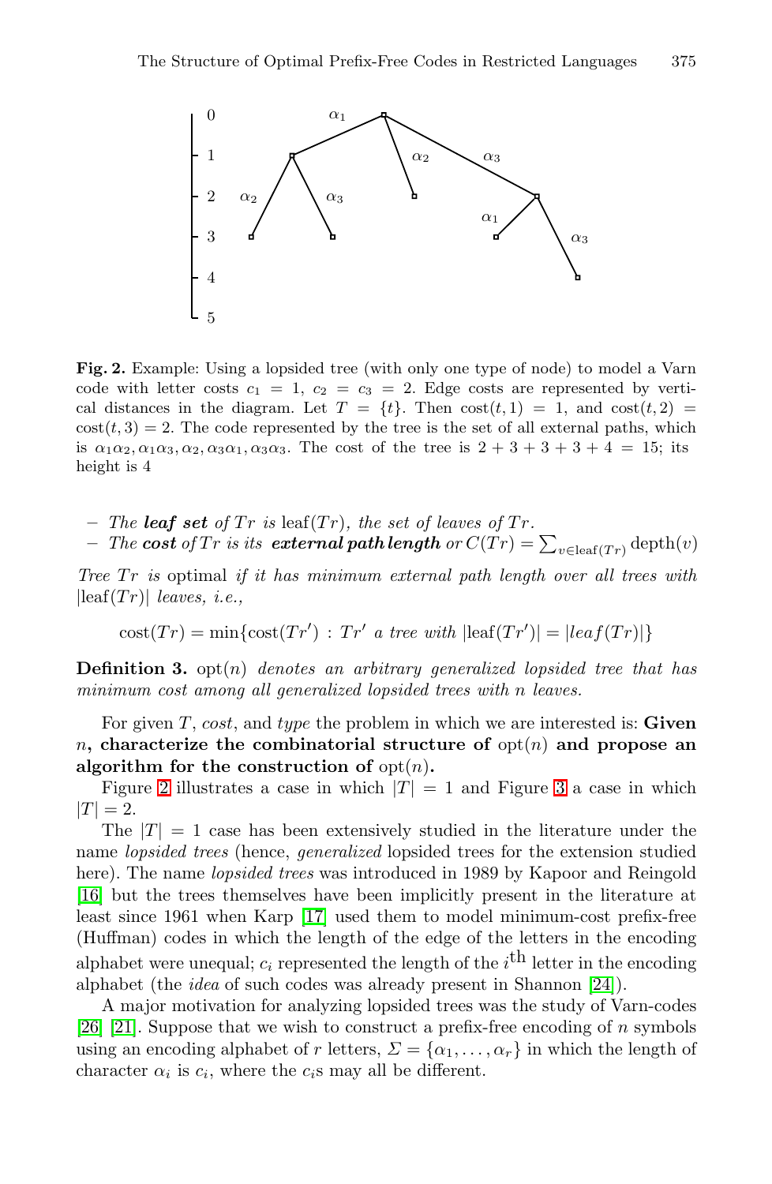**Fig. 2.** Example: Using a lopsided tree (with only one type of node) to model a Varn code with letter costs $c_1 = 1$, $c_2 = c_3 = 2$. Edge costs are represented by vertical distances in the diagram. Let $T = \{t\}$. Then $\text{cost}(t, 1) = 1$, and $\text{cost}(t, 2) = \text{cost}(t, 3) = 2$. The code represented by the tree is the set of all external paths, which is $\alpha_1\alpha_2, \alpha_1\alpha_3, \alpha_2, \alpha_3\alpha_1, \alpha_3\alpha_3$. The cost of the tree is $2 + 3 + 3 + 3 + 4 = 15$; its height is 4

- *The **leaf set** of $Tr$ is* $\text{leaf}(Tr)$*, the set of leaves of* $Tr$*.*
- *The **cost** of $Tr$ is its **external path length** or* $C(Tr) = \sum_{v \in \text{leaf}(Tr)} \text{depth}(v)$

*Tree $Tr$ is* optimal *if it has minimum external path length over all trees with* $|\text{leaf}(Tr)|$ *leaves, i.e.,*

$$\text{cost}(Tr) = \min\{\text{cost}(Tr') \,:\, Tr' \text{ a tree with } |\text{leaf}(Tr')| = |leaf(Tr)|\}$$

**Definition 3.** $\text{opt}(n)$ *denotes an arbitrary generalized lopsided tree that has minimum cost among all generalized lopsided trees with n leaves.*

For given $T$, *cost*, and *type* the problem in which we are interested is: **Given $n$, characterize the combinatorial structure of $\text{opt}(n)$ and propose an algorithm for the construction of $\text{opt}(n)$.**

Figure 2 illustrates a case in which $|T| = 1$ and Figure 3 a case in which $|T| = 2$.

The $|T| = 1$ case has been extensively studied in the literature under the name *lopsided trees* (hence, *generalized* lopsided trees for the extension studied here). The name *lopsided trees* was introduced in 1989 by Kapoor and Reingold [16] but the trees themselves have been implicitly present in the literature at least since 1961 when Karp [17] used them to model minimum-cost prefix-free (Huffman) codes in which the length of the edge of the letters in the encoding alphabet were unequal; $c_i$ represented the length of the $i^{\text{th}}$ letter in the encoding alphabet (the *idea* of such codes was already present in Shannon [24]).

A major motivation for analyzing lopsided trees was the study of Varn-codes [26] [21]. Suppose that we wish to construct a prefix-free encoding of $n$ symbols using an encoding alphabet of $r$ letters, $\Sigma = \{\alpha_1, \ldots, \alpha_r\}$ in which the length of character $\alpha_i$ is $c_i$, where the $c_i$s may all be different.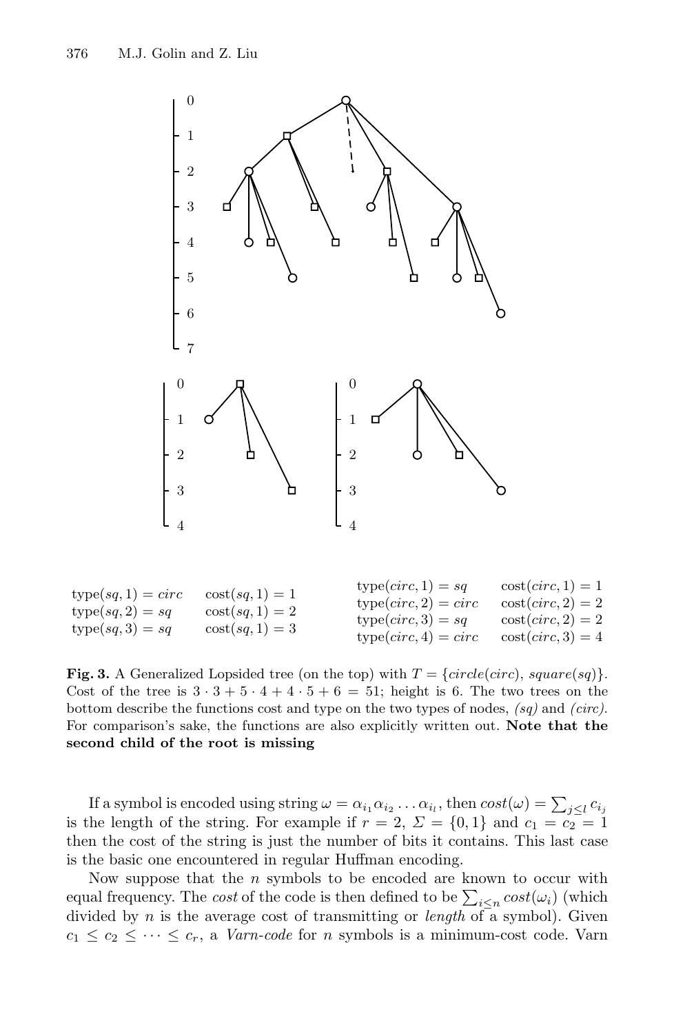| | |
|---|---|
| type$(sq, 1) = circ$ | cost$(sq, 1) = 1$ |
| type$(sq, 2) = sq$ | cost$(sq, 1) = 2$ |
| type$(sq, 3) = sq$ | cost$(sq, 1) = 3$ |

| | |
|---|---|
| type$(circ, 1) = sq$ | cost$(circ, 1) = 1$ |
| type$(circ, 2) = circ$ | cost$(circ, 2) = 2$ |
| type$(circ, 3) = sq$ | cost$(circ, 2) = 2$ |
| type$(circ, 4) = circ$ | cost$(circ, 3) = 4$ |

**Fig. 3.** A Generalized Lopsided tree (on the top) with $T = \{circle(circ), square(sq)\}$. Cost of the tree is $3 \cdot 3 + 5 \cdot 4 + 4 \cdot 5 + 6 = 51$; height is 6. The two trees on the bottom describe the functions cost and type on the two types of nodes, *(sq)* and *(circ)*. For comparison's sake, the functions are also explicitly written out. **Note that the second child of the root is missing**

If a symbol is encoded using string $\omega = \alpha_{i_1}\alpha_{i_2}\dots\alpha_{i_l}$, then $cost(\omega) = \sum_{j \le l} c_{i_j}$ is the length of the string. For example if $r = 2$, $\Sigma = \{0, 1\}$ and $c_1 = c_2 = 1$ then the cost of the string is just the number of bits it contains. This last case is the basic one encountered in regular Huffman encoding.

Now suppose that the $n$ symbols to be encoded are known to occur with equal frequency. The *cost* of the code is then defined to be $\sum_{i \le n} cost(\omega_i)$ (which divided by $n$ is the average cost of transmitting or *length* of a symbol). Given $c_1 \le c_2 \le \dots \le c_r$, a *Varn-code* for $n$ symbols is a minimum-cost code. Varn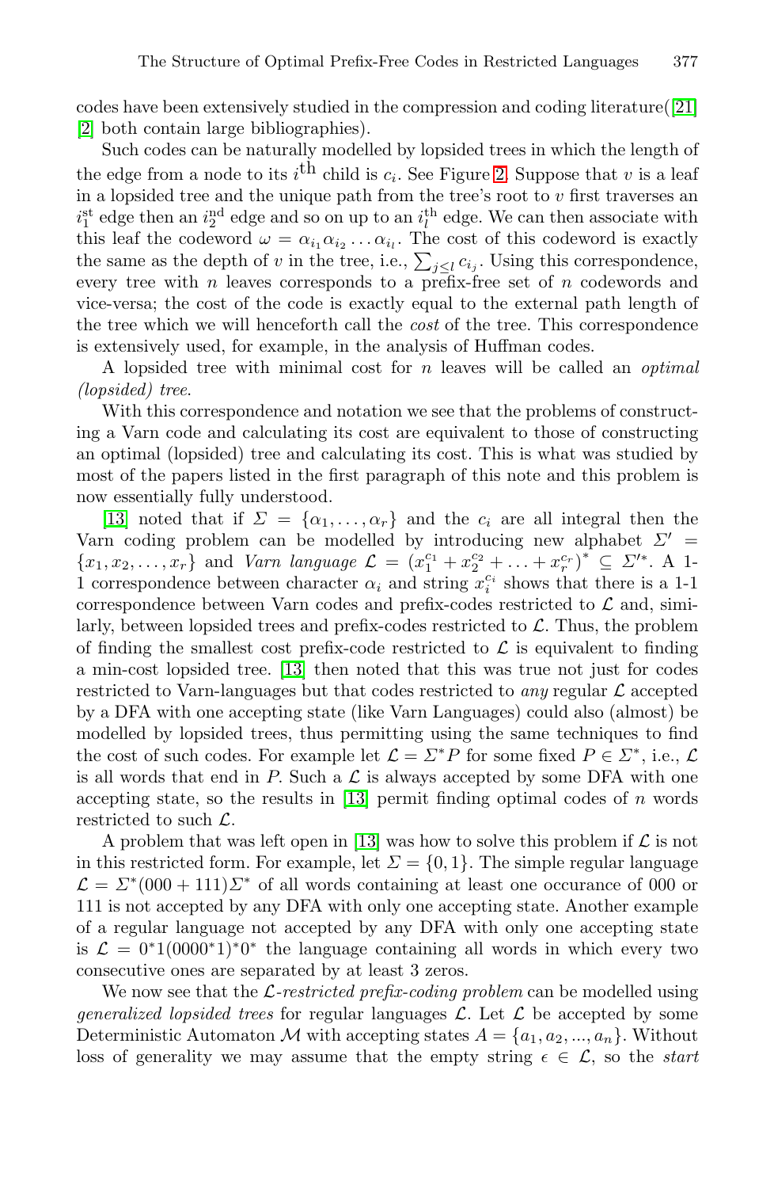codes have been extensively studied in the compression and coding literature([21] [2] both contain large bibliographies).

Such codes can be naturally modelled by lopsided trees in which the length of the edge from a node to its $i^{\text{th}}$ child is $c_i$. See Figure 2. Suppose that $v$ is a leaf in a lopsided tree and the unique path from the tree's root to $v$ first traverses an $i_1^{\text{st}}$ edge then an $i_2^{\text{nd}}$ edge and so on up to an $i_l^{\text{th}}$ edge. We can then associate with this leaf the codeword $\omega = \alpha_{i_1}\alpha_{i_2}\ldots\alpha_{i_l}$. The cost of this codeword is exactly the same as the depth of $v$ in the tree, i.e., $\sum_{j \le l} c_{i_j}$. Using this correspondence, every tree with $n$ leaves corresponds to a prefix-free set of $n$ codewords and vice-versa; the cost of the code is exactly equal to the external path length of the tree which we will henceforth call the *cost* of the tree. This correspondence is extensively used, for example, in the analysis of Huffman codes.

A lopsided tree with minimal cost for $n$ leaves will be called an *optimal (lopsided) tree*.

With this correspondence and notation we see that the problems of constructing a Varn code and calculating its cost are equivalent to those of constructing an optimal (lopsided) tree and calculating its cost. This is what was studied by most of the papers listed in the first paragraph of this note and this problem is now essentially fully understood.

[13] noted that if $\Sigma = \{\alpha_1, \ldots, \alpha_r\}$ and the $c_i$ are all integral then the Varn coding problem can be modelled by introducing new alphabet $\Sigma' = \{x_1, x_2, \ldots, x_r\}$ and *Varn language* $\mathcal{L} = \left(x_1^{c_1} + x_2^{c_2} + \ldots + x_r^{c_r}\right)^* \subseteq \Sigma'^*$. A 1-1 correspondence between character $\alpha_i$ and string $x_i^{c_i}$ shows that there is a 1-1 correspondence between Varn codes and prefix-codes restricted to $\mathcal{L}$ and, similarly, between lopsided trees and prefix-codes restricted to $\mathcal{L}$. Thus, the problem of finding the smallest cost prefix-code restricted to $\mathcal{L}$ is equivalent to finding a min-cost lopsided tree. [13] then noted that this was true not just for codes restricted to Varn-languages but that codes restricted to *any* regular $\mathcal{L}$ accepted by a DFA with one accepting state (like Varn Languages) could also (almost) be modelled by lopsided trees, thus permitting using the same techniques to find the cost of such codes. For example let $\mathcal{L} = \Sigma^* P$ for some fixed $P \in \Sigma^*$, i.e., $\mathcal{L}$ is all words that end in $P$. Such a $\mathcal{L}$ is always accepted by some DFA with one accepting state, so the results in [13] permit finding optimal codes of $n$ words restricted to such $\mathcal{L}$.

A problem that was left open in [13] was how to solve this problem if $\mathcal{L}$ is not in this restricted form. For example, let $\Sigma = \{0, 1\}$. The simple regular language $\mathcal{L} = \Sigma^*(000 + 111)\Sigma^*$ of all words containing at least one occurance of 000 or 111 is not accepted by any DFA with only one accepting state. Another example of a regular language not accepted by any DFA with only one accepting state is $\mathcal{L} = 0^*1(0000^*1)^*0^*$ the language containing all words in which every two consecutive ones are separated by at least 3 zeros.

We now see that the *$\mathcal{L}$-restricted prefix-coding problem* can be modelled using *generalized lopsided trees* for regular languages $\mathcal{L}$. Let $\mathcal{L}$ be accepted by some Deterministic Automaton $\mathcal{M}$ with accepting states $A = \{a_1, a_2, ..., a_n\}$. Without loss of generality we may assume that the empty string $\epsilon \in \mathcal{L}$, so the *start*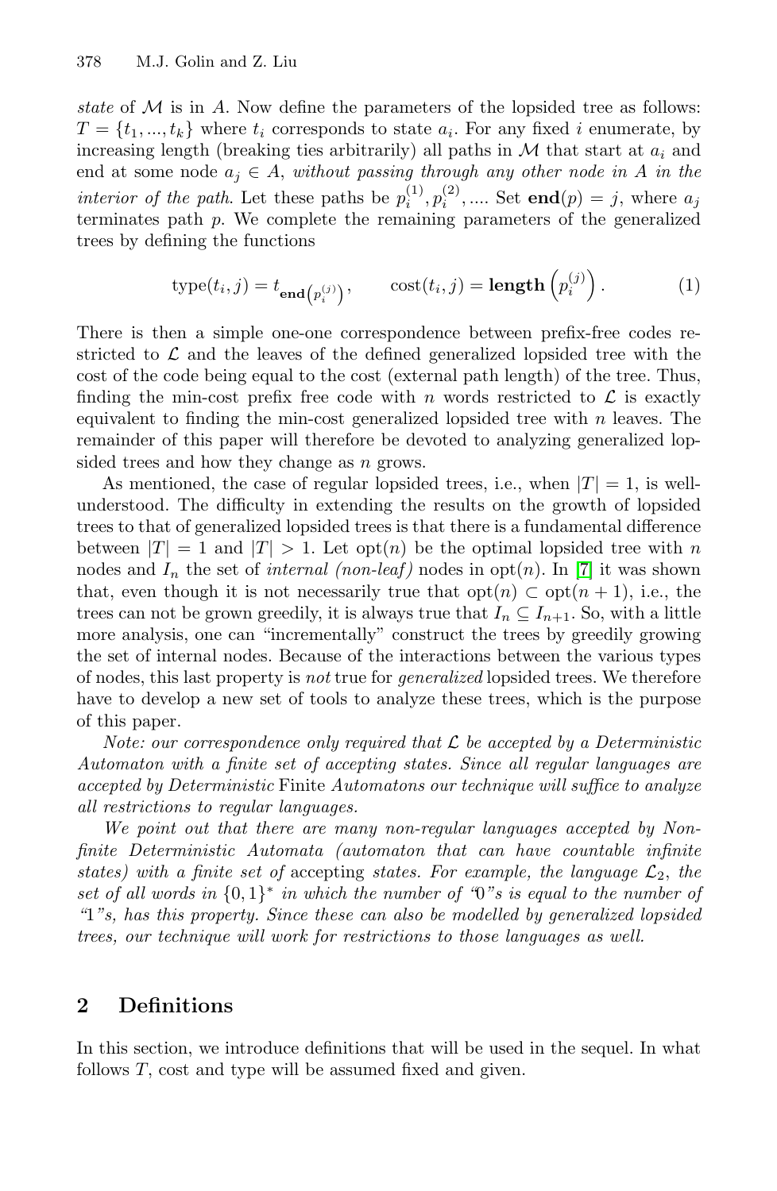*state* of $\mathcal{M}$ is in $A$. Now define the parameters of the lopsided tree as follows: $T = \{t_1, ..., t_k\}$ where $t_i$ corresponds to state $a_i$. For any fixed $i$ enumerate, by increasing length (breaking ties arbitrarily) all paths in $\mathcal{M}$ that start at $a_i$ and end at some node $a_j \in A$, *without passing through any other node in $A$ in the interior of the path*. Let these paths be $p_i^{(1)}, p_i^{(2)}, ....$ Set $\mathbf{end}(p) = j$, where $a_j$ terminates path $p$. We complete the remaining parameters of the generalized trees by defining the functions

$$\text{type}(t_i, j) = t_{\mathbf{end}\left(p_i^{(j)}\right)}, \qquad \text{cost}(t_i, j) = \mathbf{length}\left(p_i^{(j)}\right). \tag{1}$$

There is then a simple one-one correspondence between prefix-free codes restricted to $\mathcal{L}$ and the leaves of the defined generalized lopsided tree with the cost of the code being equal to the cost (external path length) of the tree. Thus, finding the min-cost prefix free code with $n$ words restricted to $\mathcal{L}$ is exactly equivalent to finding the min-cost generalized lopsided tree with $n$ leaves. The remainder of this paper will therefore be devoted to analyzing generalized lopsided trees and how they change as $n$ grows.

As mentioned, the case of regular lopsided trees, i.e., when $|T| = 1$, is well-understood. The difficulty in extending the results on the growth of lopsided trees to that of generalized lopsided trees is that there is a fundamental difference between $|T| = 1$ and $|T| > 1$. Let opt$(n)$ be the optimal lopsided tree with $n$ nodes and $I_n$ the set of *internal (non-leaf)* nodes in opt$(n)$. In [7] it was shown that, even though it is not necessarily true that opt$(n) \subset$ opt$(n+1)$, i.e., the trees can not be grown greedily, it is always true that $I_n \subseteq I_{n+1}$. So, with a little more analysis, one can "incrementally" construct the trees by greedily growing the set of internal nodes. Because of the interactions between the various types of nodes, this last property is *not* true for *generalized* lopsided trees. We therefore have to develop a new set of tools to analyze these trees, which is the purpose of this paper.

*Note: our correspondence only required that $\mathcal{L}$ be accepted by a Deterministic Automaton with a finite set of accepting states. Since all regular languages are accepted by Deterministic* Finite *Automatons our technique will suffice to analyze all restrictions to regular languages.*

*We point out that there are many non-regular languages accepted by Non-finite Deterministic Automata (automaton that can have countable infinite states) with a finite set of* accepting *states. For example, the language $\mathcal{L}_2$, the set of all words in $\{0,1\}^*$ in which the number of "0"s is equal to the number of "1"s, has this property. Since these can also be modelled by generalized lopsided trees, our technique will work for restrictions to those languages as well.*

## 2 Definitions

In this section, we introduce definitions that will be used in the sequel. In what follows $T$, cost and type will be assumed fixed and given.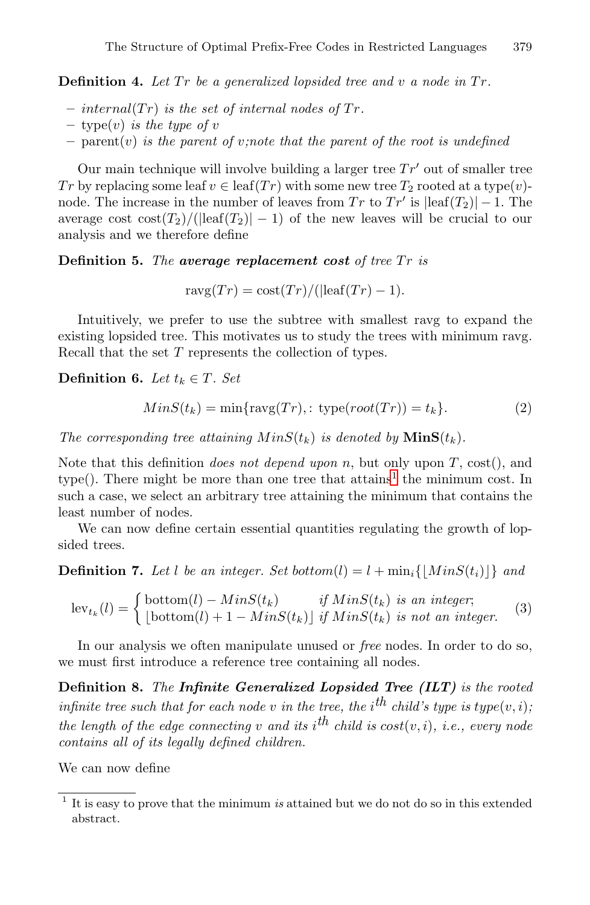**Definition 4.** *Let $Tr$ be a generalized lopsided tree and $v$ a node in $Tr$.*

- *$internal(Tr)$ is the set of internal nodes of $Tr$.*
- *$\text{type}(v)$ is the type of $v$*
- *$\text{parent}(v)$ is the parent of $v$;note that the parent of the root is undefined*

Our main technique will involve building a larger tree $Tr'$ out of smaller tree $Tr$ by replacing some leaf $v \in \text{leaf}(Tr)$ with some new tree $T_2$ rooted at a $\text{type}(v)$-node. The increase in the number of leaves from $Tr$ to $Tr'$ is $|\text{leaf}(T_2)| - 1$. The average cost $\text{cost}(T_2)/(|\text{leaf}(T_2)| - 1)$ of the new leaves will be crucial to our analysis and we therefore define

**Definition 5.** *The **average replacement cost** of tree $Tr$ is*

$$\text{ravg}(Tr) = \text{cost}(Tr)/(|\text{leaf}(Tr) - 1).$$

Intuitively, we prefer to use the subtree with smallest ravg to expand the existing lopsided tree. This motivates us to study the trees with minimum ravg. Recall that the set $T$ represents the collection of types.

**Definition 6.** *Let $t_k \in T$. Set*

$$MinS(t_k) = \min\{\text{ravg}(Tr), : \text{type}(root(Tr)) = t_k\}. \tag{2}$$

*The corresponding tree attaining $MinS(t_k)$ is denoted by $\mathbf{MinS}(t_k)$.*

Note that this definition *does not depend upon $n$*, but only upon $T$, cost(), and type(). There might be more than one tree that attains[1] the minimum cost. In such a case, we select an arbitrary tree attaining the minimum that contains the least number of nodes.

We can now define certain essential quantities regulating the growth of lopsided trees.

**Definition 7.** *Let $l$ be an integer. Set $bottom(l) = l + \min_i\{\lfloor MinS(t_i)\rfloor\}$ and*

$$\text{lev}_{t_k}(l) = \begin{cases} \text{bottom}(l) - MinS(t_k) & \text{if } MinS(t_k) \text{ is an integer;} \\ \lfloor \text{bottom}(l) + 1 - MinS(t_k) \rfloor & \text{if } MinS(t_k) \text{ is not an integer.} \end{cases} \tag{3}$$

In our analysis we often manipulate unused or *free* nodes. In order to do so, we must first introduce a reference tree containing all nodes.

**Definition 8.** *The **Infinite Generalized Lopsided Tree (ILT)** is the rooted infinite tree such that for each node $v$ in the tree, the $i^{th}$ child's type is $type(v, i)$; the length of the edge connecting $v$ and its $i^{th}$ child is $cost(v, i)$, i.e., every node contains all of its legally defined children.*

We can now define

[1] It is easy to prove that the minimum *is* attained but we do not do so in this extended abstract.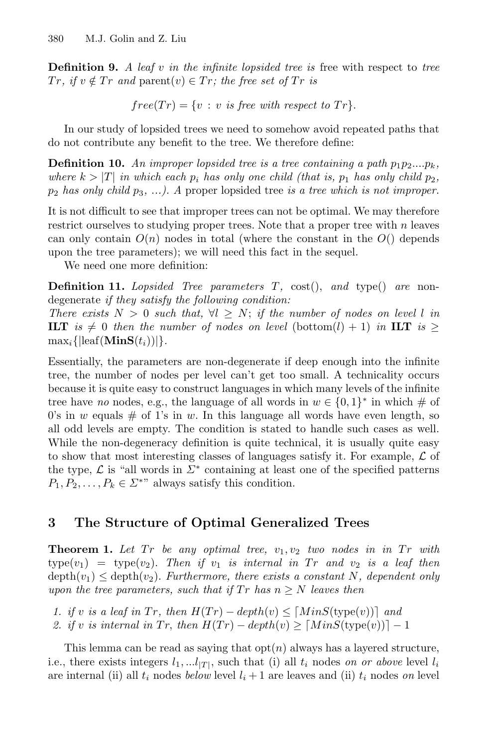**Definition 9.** *A leaf $v$ in the infinite lopsided tree is* free with respect to *tree $Tr$, if $v \notin Tr$ and* parent$(v) \in Tr$*; the free set of $Tr$ is*

$$free(Tr) = \{v : v \text{ is free with respect to } Tr\}.$$

In our study of lopsided trees we need to somehow avoid repeated paths that do not contribute any benefit to the tree. We therefore define:

**Definition 10.** *An improper lopsided tree is a tree containing a path $p_1 p_2 ....p_k$, where $k > |T|$ in which each $p_i$ has only one child (that is, $p_1$ has only child $p_2$, $p_2$ has only child $p_3$, ...). A* proper lopsided tree *is a tree which is not improper.*

It is not difficult to see that improper trees can not be optimal. We may therefore restrict ourselves to studying proper trees. Note that a proper tree with $n$ leaves can only contain $O(n)$ nodes in total (where the constant in the $O()$ depends upon the tree parameters); we will need this fact in the sequel.

We need one more definition:

**Definition 11.** *Lopsided Tree parameters $T$,* cost()*, and* type() *are* non-degenerate *if they satisfy the following condition:*
*There exists $N > 0$ such that, $\forall l \geq N$; if the number of nodes on level $l$ in* **ILT** *is $\neq 0$ then the number of nodes on level* (bottom$(l) + 1$) *in* **ILT** *is $\geq \max_i\{|\text{leaf}(\mathbf{MinS}(t_i))|\}$.*

Essentially, the parameters are non-degenerate if deep enough into the infinite tree, the number of nodes per level can't get too small. A technicality occurs because it is quite easy to construct languages in which many levels of the infinite tree have *no* nodes, e.g., the language of all words in $w \in \{0, 1\}^*$ in which # of 0's in $w$ equals # of 1's in $w$. In this language all words have even length, so all odd levels are empty. The condition is stated to handle such cases as well. While the non-degeneracy definition is quite technical, it is usually quite easy to show that most interesting classes of languages satisfy it. For example, $\mathcal{L}$ of the type, $\mathcal{L}$ is "all words in $\Sigma^*$ containing at least one of the specified patterns $P_1, P_2, \ldots, P_k \in \Sigma^*$" always satisfy this condition.

## 3 The Structure of Optimal Generalized Trees

**Theorem 1.** *Let $Tr$ be any optimal tree, $v_1, v_2$ two nodes in in $Tr$ with* type$(v_1)$ = type$(v_2)$*. Then if $v_1$ is internal in $Tr$ and $v_2$ is a leaf then* depth$(v_1) \leq$ depth$(v_2)$*. Furthermore, there exists a constant $N$, dependent only upon the tree parameters, such that if $Tr$ has $n \geq N$ leaves then*

1. *if $v$ is a leaf in $Tr$, then $H(Tr) - depth(v) \leq \lceil MinS(\text{type}(v)) \rceil$ and*
2. *if $v$ is internal in $Tr$, then $H(Tr) - depth(v) \geq \lceil MinS(\text{type}(v)) \rceil - 1$*

This lemma can be read as saying that opt$(n)$ always has a layered structure, i.e., there exists integers $l_1, ...l_{|T|}$, such that (i) all $t_i$ nodes *on or above* level $l_i$ are internal (ii) all $t_i$ nodes *below* level $l_i + 1$ are leaves and (ii) $t_i$ nodes *on* level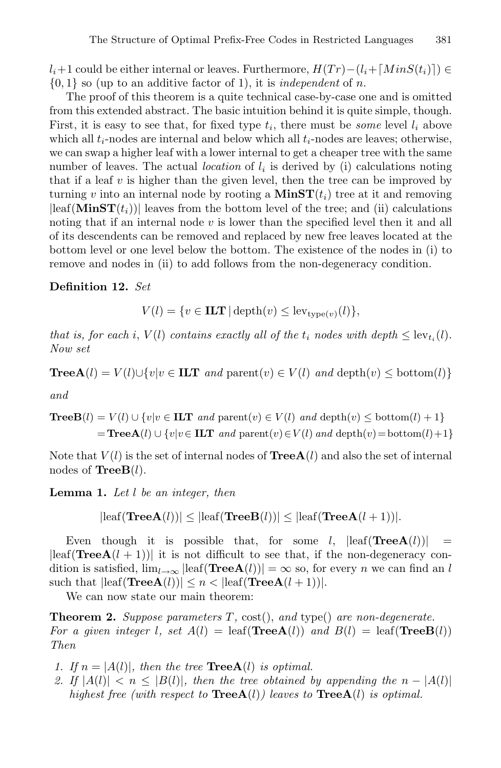$l_i+1$ could be either internal or leaves. Furthermore, $H(Tr)-(l_i+\lceil MinS(t_i)\rceil) \in \{0,1\}$ so (up to an additive factor of 1), it is *independent* of $n$.

The proof of this theorem is a quite technical case-by-case one and is omitted from this extended abstract. The basic intuition behind it is quite simple, though. First, it is easy to see that, for fixed type $t_i$, there must be *some* level $l_i$ above which all $t_i$-nodes are internal and below which all $t_i$-nodes are leaves; otherwise, we can swap a higher leaf with a lower internal to get a cheaper tree with the same number of leaves. The actual *location* of $l_i$ is derived by (i) calculations noting that if a leaf $v$ is higher than the given level, then the tree can be improved by turning $v$ into an internal node by rooting a $\mathbf{MinST}(t_i)$ tree at it and removing $|\mathrm{leaf}(\mathbf{MinST}(t_i))|$ leaves from the bottom level of the tree; and (ii) calculations noting that if an internal node $v$ is lower than the specified level then it and all of its descendents can be removed and replaced by new free leaves located at the bottom level or one level below the bottom. The existence of the nodes in (i) to remove and nodes in (ii) to add follows from the non-degeneracy condition.

**Definition 12.** *Set*

$$V(l) = \{v \in \mathbf{ILT} \mid \mathrm{depth}(v) \le \mathrm{lev}_{\mathrm{type}(v)}(l)\},$$

*that is, for each $i$, $V(l)$ contains exactly all of the $t_i$ nodes with depth $\le \mathrm{lev}_{t_i}(l)$. Now set*

$$\mathbf{TreeA}(l) = V(l) \cup \{v \mid v \in \mathbf{ILT} \text{ and } \mathrm{parent}(v) \in V(l) \text{ and } \mathrm{depth}(v) \le \mathrm{bottom}(l)\}$$

*and*

$$\begin{aligned}\mathbf{TreeB}(l) &= V(l) \cup \{v \mid v \in \mathbf{ILT} \text{ and } \mathrm{parent}(v) \in V(l) \text{ and } \mathrm{depth}(v) \le \mathrm{bottom}(l)+1\} \\ &= \mathbf{TreeA}(l) \cup \{v \mid v \in \mathbf{ILT} \text{ and } \mathrm{parent}(v) \in V(l) \text{ and } \mathrm{depth}(v) = \mathrm{bottom}(l)+1\}\end{aligned}$$

Note that $V(l)$ is the set of internal nodes of $\mathbf{TreeA}(l)$ and also the set of internal nodes of $\mathbf{TreeB}(l)$.

**Lemma 1.** *Let $l$ be an integer, then*

$$|\mathrm{leaf}(\mathbf{TreeA}(l))| \le |\mathrm{leaf}(\mathbf{TreeB}(l))| \le |\mathrm{leaf}(\mathbf{TreeA}(l+1))|.$$

Even though it is possible that, for some $l$, $|\mathrm{leaf}(\mathbf{TreeA}(l))| = |\mathrm{leaf}(\mathbf{TreeA}(l+1))|$ it is not difficult to see that, if the non-degeneracy condition is satisfied, $\lim_{l\to\infty} |\mathrm{leaf}(\mathbf{TreeA}(l))| = \infty$ so, for every $n$ we can find an $l$ such that $|\mathrm{leaf}(\mathbf{TreeA}(l))| \le n < |\mathrm{leaf}(\mathbf{TreeA}(l+1))|$.

We can now state our main theorem:

**Theorem 2.** *Suppose parameters $T$, $\mathrm{cost}()$, and $\mathrm{type}()$ are non-degenerate. For a given integer $l$, set $A(l) = \mathrm{leaf}(\mathbf{TreeA}(l))$ and $B(l) = \mathrm{leaf}(\mathbf{TreeB}(l))$ Then*

1. *If $n = |A(l)|$, then the tree $\mathbf{TreeA}(l)$ is optimal.*
2. *If $|A(l)| < n \le |B(l)|$, then the tree obtained by appending the $n - |A(l)|$ highest free (with respect to $\mathbf{TreeA}(l)$) leaves to $\mathbf{TreeA}(l)$ is optimal.*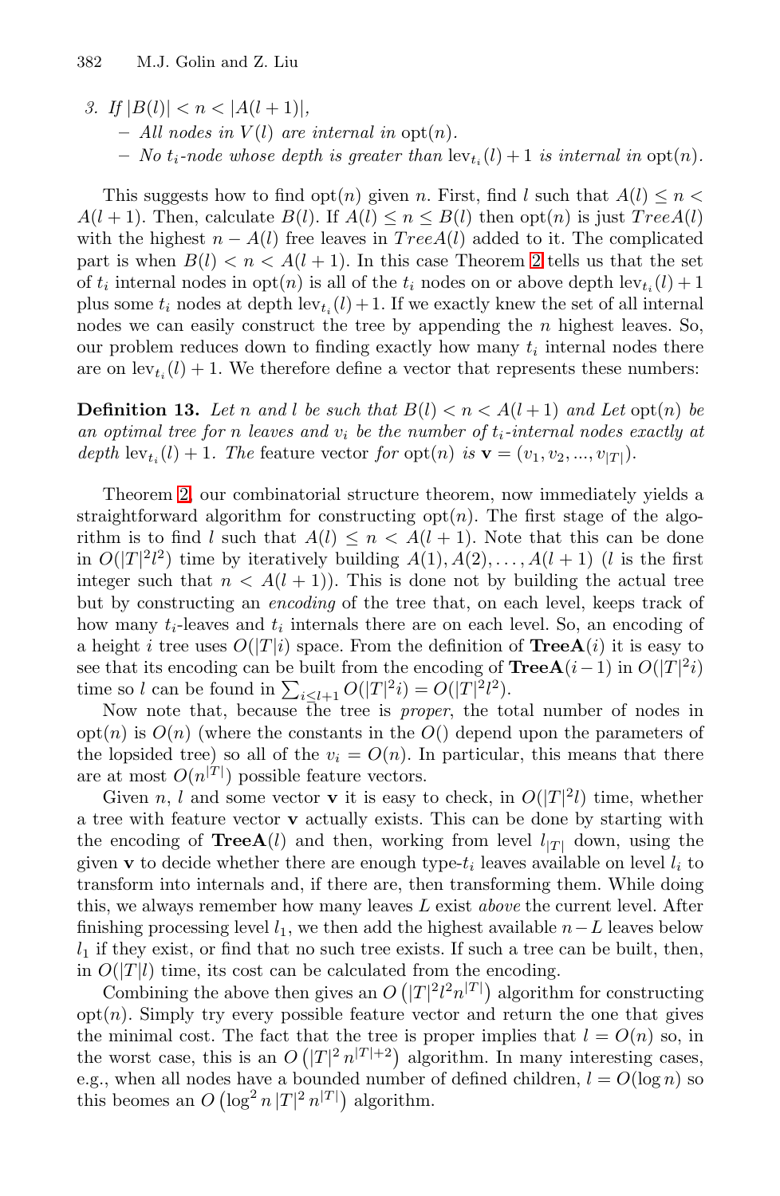3. *If* $|B(l)| < n < |A(l+1)|$,
   - *All nodes in* $V(l)$ *are internal in* $\text{opt}(n)$.
   - *No* $t_i$*-node whose depth is greater than* $\text{lev}_{t_i}(l) + 1$ *is internal in* $\text{opt}(n)$.

This suggests how to find $\text{opt}(n)$ given $n$. First, find $l$ such that $A(l) \le n < A(l+1)$. Then, calculate $B(l)$. If $A(l) \le n \le B(l)$ then $\text{opt}(n)$ is just $TreeA(l)$ with the highest $n - A(l)$ free leaves in $TreeA(l)$ added to it. The complicated part is when $B(l) < n < A(l+1)$. In this case Theorem 2 tells us that the set of $t_i$ internal nodes in $\text{opt}(n)$ is all of the $t_i$ nodes on or above depth $\text{lev}_{t_i}(l)+1$ plus some $t_i$ nodes at depth $\text{lev}_{t_i}(l)+1$. If we exactly knew the set of all internal nodes we can easily construct the tree by appending the $n$ highest leaves. So, our problem reduces down to finding exactly how many $t_i$ internal nodes there are on $\text{lev}_{t_i}(l)+1$. We therefore define a vector that represents these numbers:

**Definition 13.** *Let* $n$ *and* $l$ *be such that* $B(l) < n < A(l+1)$ *and Let* $\text{opt}(n)$ *be an optimal tree for* $n$ *leaves and* $v_i$ *be the number of* $t_i$*-internal nodes exactly at depth* $\text{lev}_{t_i}(l) + 1$*. The* feature vector *for* $\text{opt}(n)$ *is* $\mathbf{v} = (v_1, v_2, ..., v_{|T|})$.

Theorem 2, our combinatorial structure theorem, now immediately yields a straightforward algorithm for constructing $\text{opt}(n)$. The first stage of the algorithm is to find $l$ such that $A(l) \le n < A(l+1)$. Note that this can be done in $O(|T|^2 l^2)$ time by iteratively building $A(1), A(2), \ldots, A(l+1)$ ($l$ is the first integer such that $n < A(l+1)$). This is done not by building the actual tree but by constructing an *encoding* of the tree that, on each level, keeps track of how many $t_i$-leaves and $t_i$ internals there are on each level. So, an encoding of a height $i$ tree uses $O(|T|i)$ space. From the definition of $\mathbf{TreeA}(i)$ it is easy to see that its encoding can be built from the encoding of $\mathbf{TreeA}(i-1)$ in $O(|T|^2 i)$ time so $l$ can be found in $\sum_{i \le l+1} O(|T|^2 i) = O(|T|^2 l^2)$.

Now note that, because the tree is *proper*, the total number of nodes in $\text{opt}(n)$ is $O(n)$ (where the constants in the $O()$ depend upon the parameters of the lopsided tree) so all of the $v_i = O(n)$. In particular, this means that there are at most $O(n^{|T|})$ possible feature vectors.

Given $n$, $l$ and some vector $\mathbf{v}$ it is easy to check, in $O(|T|^2 l)$ time, whether a tree with feature vector $\mathbf{v}$ actually exists. This can be done by starting with the encoding of $\mathbf{TreeA}(l)$ and then, working from level $l_{|T|}$ down, using the given $\mathbf{v}$ to decide whether there are enough type-$t_i$ leaves available on level $l_i$ to transform into internals and, if there are, then transforming them. While doing this, we always remember how many leaves $L$ exist *above* the current level. After finishing processing level $l_1$, we then add the highest available $n - L$ leaves below $l_1$ if they exist, or find that no such tree exists. If such a tree can be built, then, in $O(|T|l)$ time, its cost can be calculated from the encoding.

Combining the above then gives an $O\left(|T|^2 l^2 n^{|T|}\right)$ algorithm for constructing $\text{opt}(n)$. Simply try every possible feature vector and return the one that gives the minimal cost. The fact that the tree is proper implies that $l = O(n)$ so, in the worst case, this is an $O\left(|T|^2 \, n^{|T|+2}\right)$ algorithm. In many interesting cases, e.g., when all nodes have a bounded number of defined children, $l = O(\log n)$ so this beomes an $O\left(\log^2 n \, |T|^2 \, n^{|T|}\right)$ algorithm.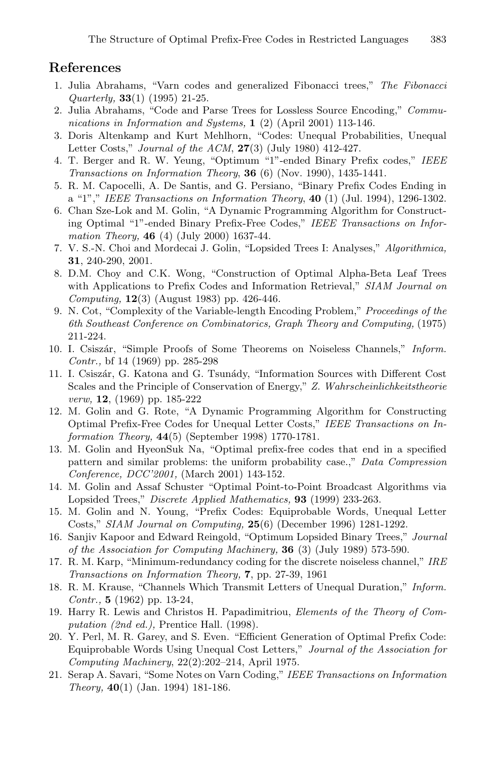## References

1. Julia Abrahams, "Varn codes and generalized Fibonacci trees," *The Fibonacci Quarterly,* **33**(1) (1995) 21-25.
2. Julia Abrahams, "Code and Parse Trees for Lossless Source Encoding," *Communications in Information and Systems,* **1** (2) (April 2001) 113-146.
3. Doris Altenkamp and Kurt Mehlhorn, "Codes: Unequal Probabilities, Unequal Letter Costs," *Journal of the ACM*, **27**(3) (July 1980) 412-427.
4. T. Berger and R. W. Yeung, "Optimum "1"-ended Binary Prefix codes," *IEEE Transactions on Information Theory*, **36** (6) (Nov. 1990), 1435-1441.
5. R. M. Capocelli, A. De Santis, and G. Persiano, "Binary Prefix Codes Ending in a "1"," *IEEE Transactions on Information Theory*, **40** (1) (Jul. 1994), 1296-1302.
6. Chan Sze-Lok and M. Golin, "A Dynamic Programming Algorithm for Constructing Optimal "1"-ended Binary Prefix-Free Codes," *IEEE Transactions on Information Theory,* **46** (4) (July 2000) 1637-44.
7. V. S.-N. Choi and Mordecai J. Golin, "Lopsided Trees I: Analyses," *Algorithmica,* **31**, 240-290, 2001.
8. D.M. Choy and C.K. Wong, "Construction of Optimal Alpha-Beta Leaf Trees with Applications to Prefix Codes and Information Retrieval," *SIAM Journal on Computing,* **12**(3) (August 1983) pp. 426-446.
9. N. Cot, "Complexity of the Variable-length Encoding Problem," *Proceedings of the 6th Southeast Conference on Combinatorics, Graph Theory and Computing,* (1975) 211-224.
10. I. Csiszár, "Simple Proofs of Some Theorems on Noiseless Channels," *Inform. Contr.,* bf 14 (1969) pp. 285-298
11. I. Csiszár, G. Katona and G. Tsunády, "Information Sources with Different Cost Scales and the Principle of Conservation of Energy," *Z. Wahrscheinlichkeitstheorie verw,* **12**, (1969) pp. 185-222
12. M. Golin and G. Rote, "A Dynamic Programming Algorithm for Constructing Optimal Prefix-Free Codes for Unequal Letter Costs," *IEEE Transactions on Information Theory,* **44**(5) (September 1998) 1770-1781.
13. M. Golin and HyeonSuk Na, "Optimal prefix-free codes that end in a specified pattern and similar problems: the uniform probability case.," *Data Compression Conference, DCC'2001,* (March 2001) 143-152.
14. M. Golin and Assaf Schuster "Optimal Point-to-Point Broadcast Algorithms via Lopsided Trees," *Discrete Applied Mathematics,* **93** (1999) 233-263.
15. M. Golin and N. Young, "Prefix Codes: Equiprobable Words, Unequal Letter Costs," *SIAM Journal on Computing,* **25**(6) (December 1996) 1281-1292.
16. Sanjiv Kapoor and Edward Reingold, "Optimum Lopsided Binary Trees," *Journal of the Association for Computing Machinery,* **36** (3) (July 1989) 573-590.
17. R. M. Karp, "Minimum-redundancy coding for the discrete noiseless channel," *IRE Transactions on Information Theory,* **7**, pp. 27-39, 1961
18. R. M. Krause, "Channels Which Transmit Letters of Unequal Duration," *Inform. Contr.,* **5** (1962) pp. 13-24,
19. Harry R. Lewis and Christos H. Papadimitriou, *Elements of the Theory of Computation (2nd ed.),* Prentice Hall. (1998).
20. Y. Perl, M. R. Garey, and S. Even. "Efficient Generation of Optimal Prefix Code: Equiprobable Words Using Unequal Cost Letters," *Journal of the Association for Computing Machinery*, 22(2):202–214, April 1975.
21. Serap A. Savari, "Some Notes on Varn Coding," *IEEE Transactions on Information Theory,* **40**(1) (Jan. 1994) 181-186.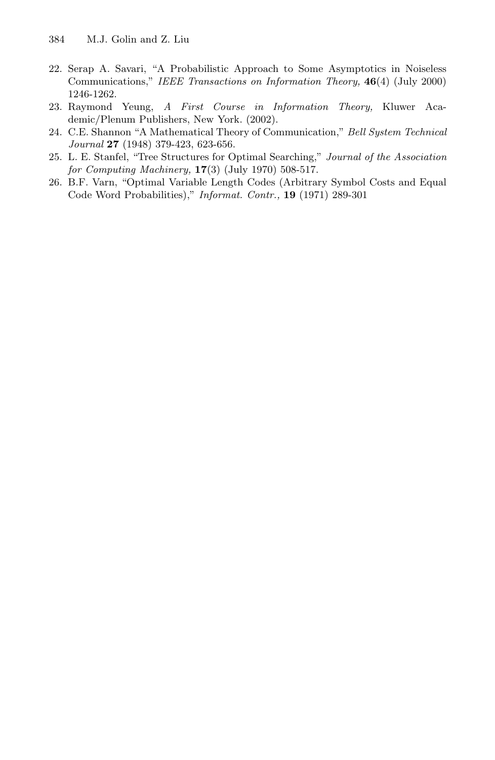22. Serap A. Savari, “A Probabilistic Approach to Some Asymptotics in Noiseless Communications,” *IEEE Transactions on Information Theory,* **46**(4) (July 2000) 1246-1262.
23. Raymond Yeung, *A First Course in Information Theory,* Kluwer Academic/Plenum Publishers, New York. (2002).
24. C.E. Shannon “A Mathematical Theory of Communication,” *Bell System Technical Journal* **27** (1948) 379-423, 623-656.
25. L. E. Stanfel, “Tree Structures for Optimal Searching,” *Journal of the Association for Computing Machinery,* **17**(3) (July 1970) 508-517.
26. B.F. Varn, “Optimal Variable Length Codes (Arbitrary Symbol Costs and Equal Code Word Probabilities),” *Informat. Contr.,* **19** (1971) 289-301